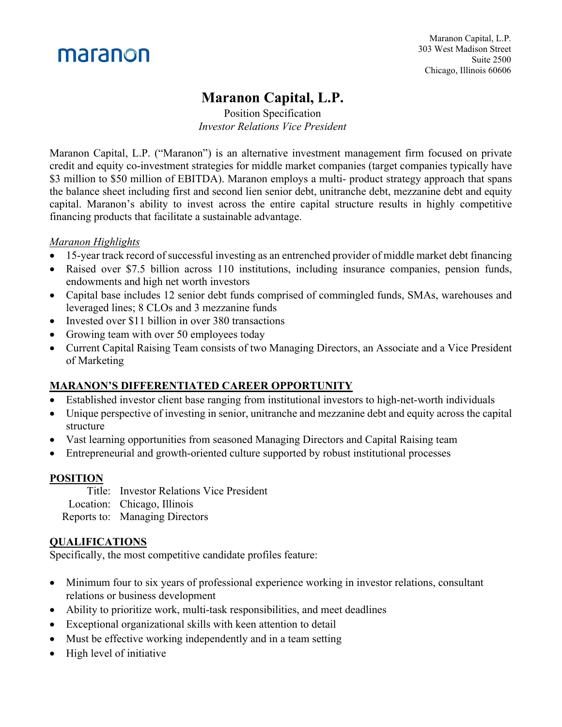maranon

Maranon Capital, L.P.
303 West Madison Street
Suite 2500
Chicago, Illinois 60606

# Maranon Capital, L.P.

Position Specification
*Investor Relations Vice President*

Maranon Capital, L.P. ("Maranon") is an alternative investment management firm focused on private credit and equity co-investment strategies for middle market companies (target companies typically have $3 million to $50 million of EBITDA). Maranon employs a multi- product strategy approach that spans the balance sheet including first and second lien senior debt, unitranche debt, mezzanine debt and equity capital. Maranon's ability to invest across the entire capital structure results in highly competitive financing products that facilitate a sustainable advantage.

*Maranon Highlights*

- 15-year track record of successful investing as an entrenched provider of middle market debt financing
- Raised over $7.5 billion across 110 institutions, including insurance companies, pension funds, endowments and high net worth investors
- Capital base includes 12 senior debt funds comprised of commingled funds, SMAs, warehouses and leveraged lines; 8 CLOs and 3 mezzanine funds
- Invested over $11 billion in over 380 transactions
- Growing team with over 50 employees today
- Current Capital Raising Team consists of two Managing Directors, an Associate and a Vice President of Marketing

## MARANON'S DIFFERENTIATED CAREER OPPORTUNITY

- Established investor client base ranging from institutional investors to high-net-worth individuals
- Unique perspective of investing in senior, unitranche and mezzanine debt and equity across the capital structure
- Vast learning opportunities from seasoned Managing Directors and Capital Raising team
- Entrepreneurial and growth-oriented culture supported by robust institutional processes

## POSITION

Title: Investor Relations Vice President
Location: Chicago, Illinois
Reports to: Managing Directors

## QUALIFICATIONS

Specifically, the most competitive candidate profiles feature:

- Minimum four to six years of professional experience working in investor relations, consultant relations or business development
- Ability to prioritize work, multi-task responsibilities, and meet deadlines
- Exceptional organizational skills with keen attention to detail
- Must be effective working independently and in a team setting
- High level of initiative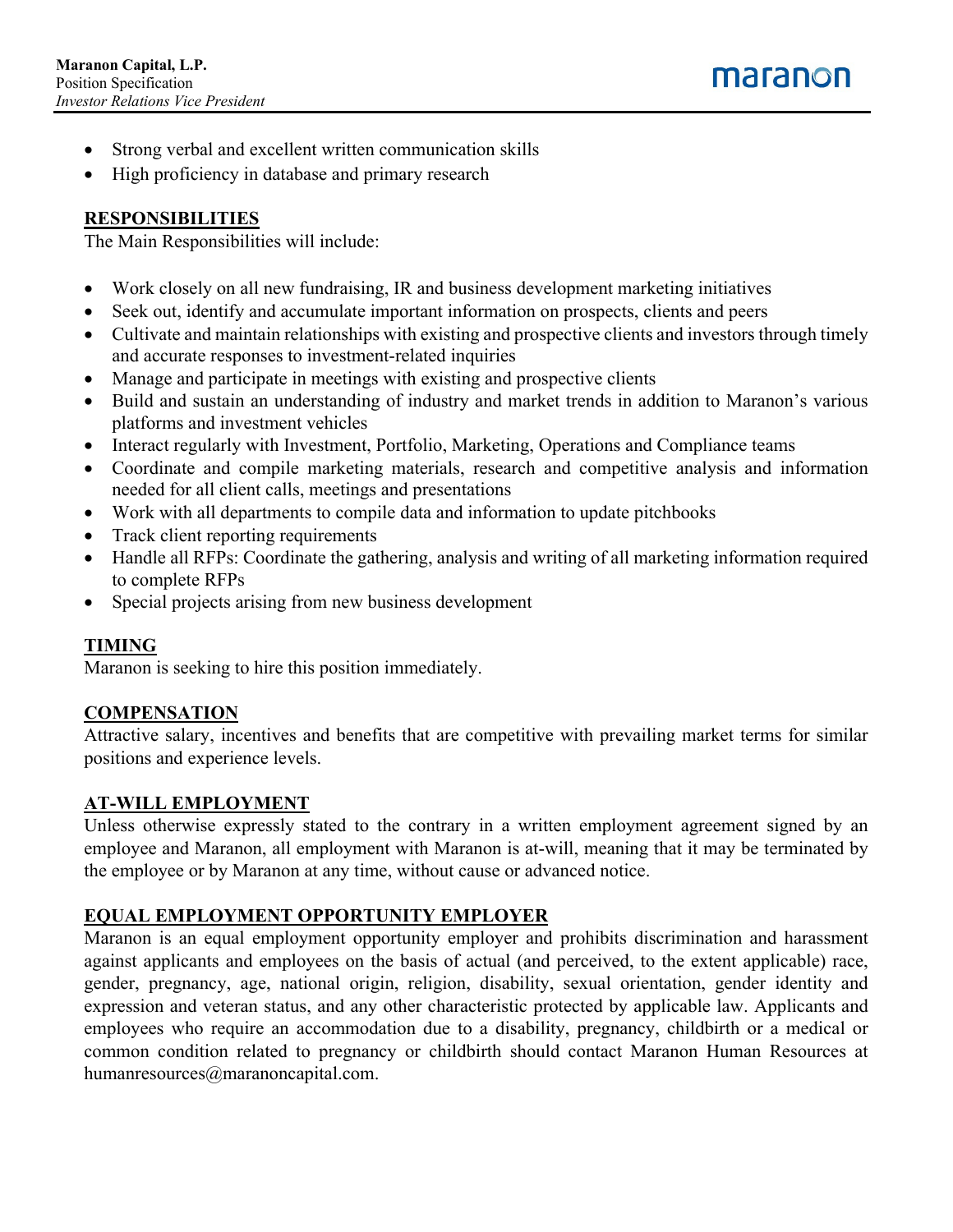- Strong verbal and excellent written communication skills
- High proficiency in database and primary research

## RESPONSIBILITIES

The Main Responsibilities will include:

- Work closely on all new fundraising, IR and business development marketing initiatives
- Seek out, identify and accumulate important information on prospects, clients and peers
- Cultivate and maintain relationships with existing and prospective clients and investors through timely and accurate responses to investment-related inquiries
- Manage and participate in meetings with existing and prospective clients
- Build and sustain an understanding of industry and market trends in addition to Maranon's various platforms and investment vehicles
- Interact regularly with Investment, Portfolio, Marketing, Operations and Compliance teams
- Coordinate and compile marketing materials, research and competitive analysis and information needed for all client calls, meetings and presentations
- Work with all departments to compile data and information to update pitchbooks
- Track client reporting requirements
- Handle all RFPs: Coordinate the gathering, analysis and writing of all marketing information required to complete RFPs
- Special projects arising from new business development

## TIMING

Maranon is seeking to hire this position immediately.

## COMPENSATION

Attractive salary, incentives and benefits that are competitive with prevailing market terms for similar positions and experience levels.

## AT-WILL EMPLOYMENT

Unless otherwise expressly stated to the contrary in a written employment agreement signed by an employee and Maranon, all employment with Maranon is at-will, meaning that it may be terminated by the employee or by Maranon at any time, without cause or advanced notice.

## EQUAL EMPLOYMENT OPPORTUNITY EMPLOYER

Maranon is an equal employment opportunity employer and prohibits discrimination and harassment against applicants and employees on the basis of actual (and perceived, to the extent applicable) race, gender, pregnancy, age, national origin, religion, disability, sexual orientation, gender identity and expression and veteran status, and any other characteristic protected by applicable law. Applicants and employees who require an accommodation due to a disability, pregnancy, childbirth or a medical or common condition related to pregnancy or childbirth should contact Maranon Human Resources at humanresources@maranoncapital.com.